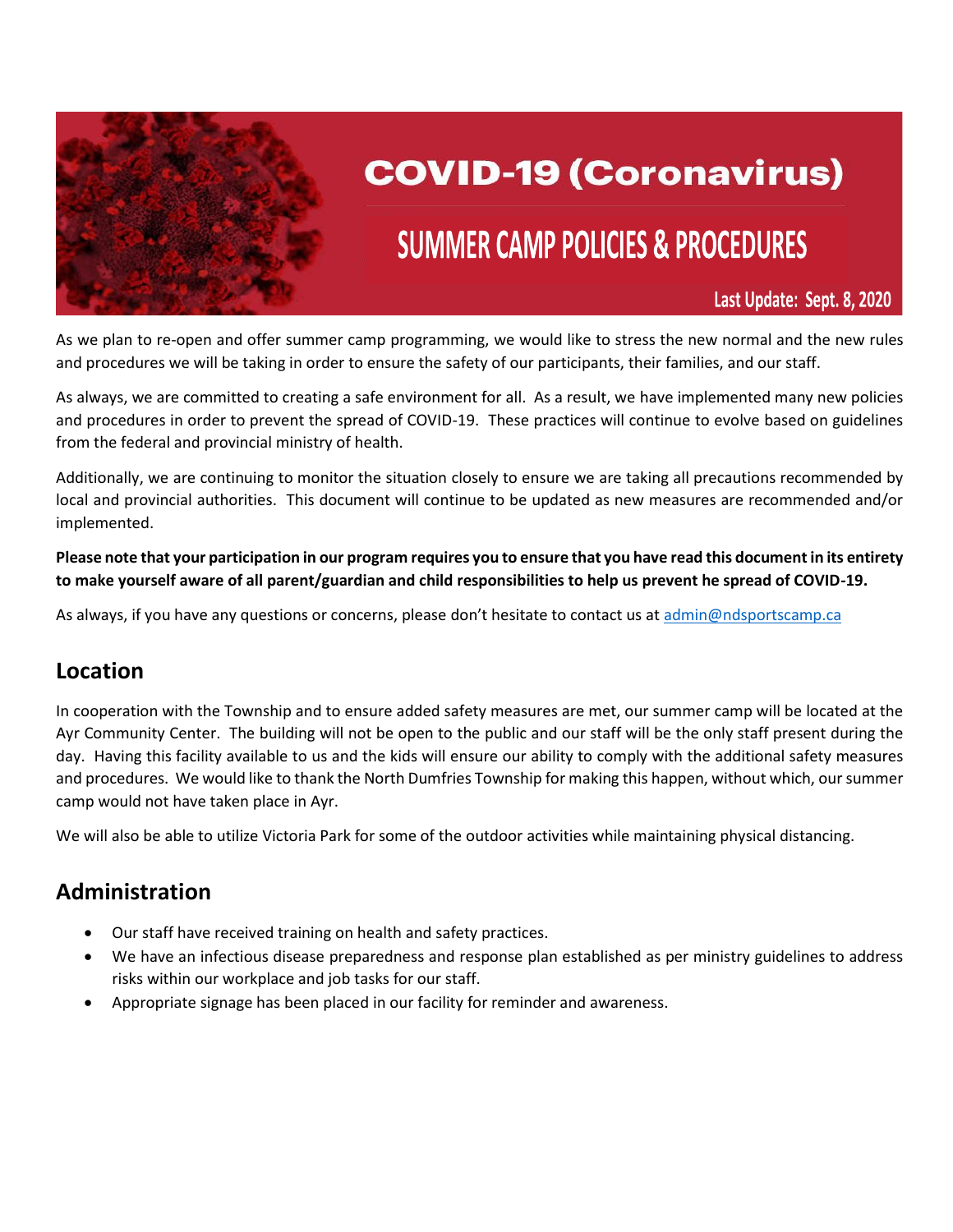# COVID-19 (Coronavirus)

## SUMMER CAMP POLICIES & PROCEDURES

Last Update: Sept. 8, 2020

As we plan to re-open and offer summer camp programming, we would like to stress the new normal and the new rules and procedures we will be taking in order to ensure the safety of our participants, their families, and our staff.

As always, we are committed to creating a safe environment for all. As a result, we have implemented many new policies and procedures in order to prevent the spread of COVID-19. These practices will continue to evolve based on guidelines from the federal and provincial ministry of health.

Additionally, we are continuing to monitor the situation closely to ensure we are taking all precautions recommended by local and provincial authorities. This document will continue to be updated as new measures are recommended and/or implemented.

**Please note that your participation in our program requires you to ensure that you have read this document in its entirety to make yourself aware of all parent/guardian and child responsibilities to help us prevent he spread of COVID-19.**

As always, if you have any questions or concerns, please don't hesitate to contact us at admin@ndsportscamp.ca

## Location

In cooperation with the Township and to ensure added safety measures are met, our summer camp will be located at the Ayr Community Center. The building will not be open to the public and our staff will be the only staff present during the day. Having this facility available to us and the kids will ensure our ability to comply with the additional safety measures and procedures. We would like to thank the North Dumfries Township for making this happen, without which, our summer camp would not have taken place in Ayr.

We will also be able to utilize Victoria Park for some of the outdoor activities while maintaining physical distancing.

## Administration

- Our staff have received training on health and safety practices.
- We have an infectious disease preparedness and response plan established as per ministry guidelines to address risks within our workplace and job tasks for our staff.
- Appropriate signage has been placed in our facility for reminder and awareness.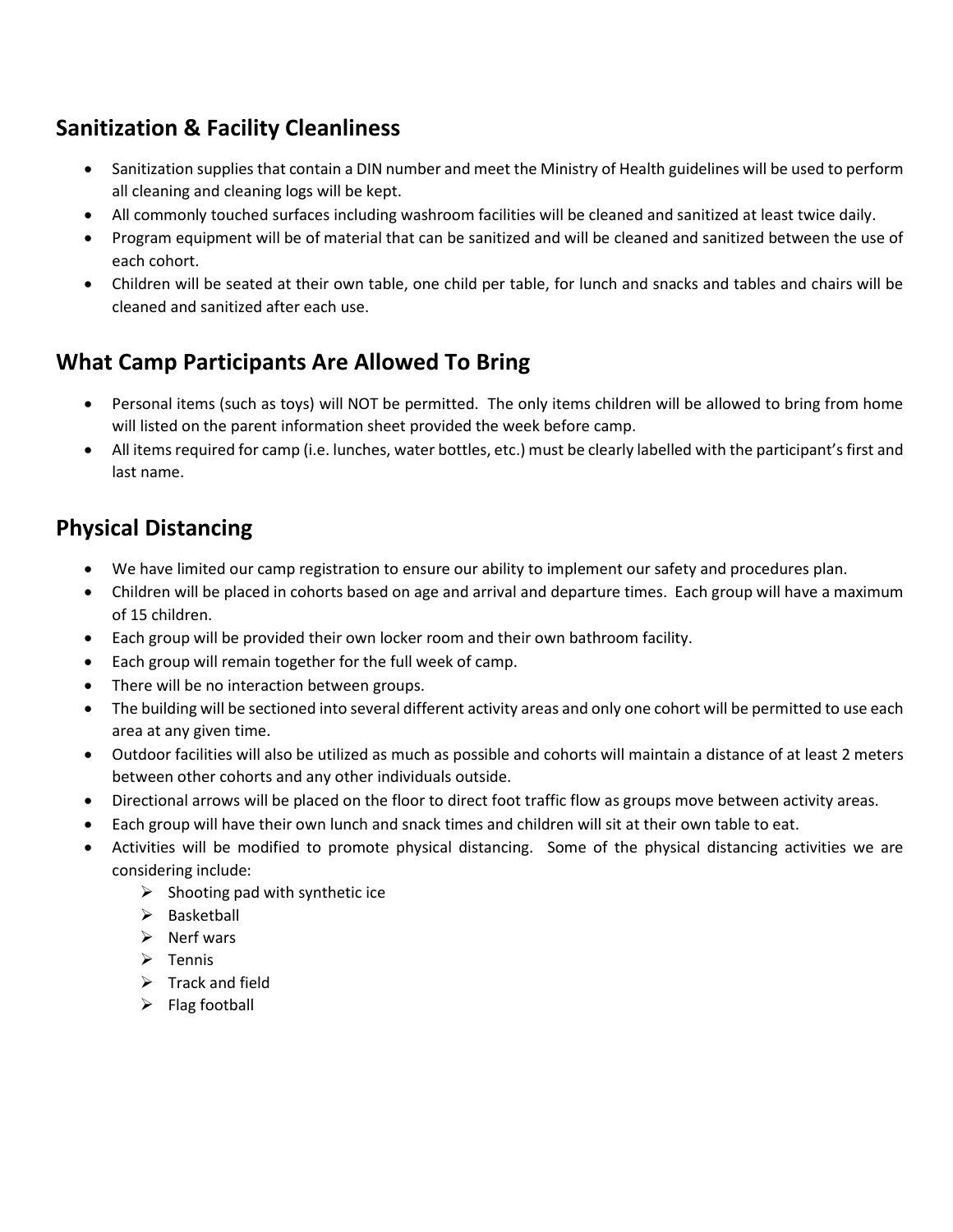## Sanitization & Facility Cleanliness

- Sanitization supplies that contain a DIN number and meet the Ministry of Health guidelines will be used to perform all cleaning and cleaning logs will be kept.
- All commonly touched surfaces including washroom facilities will be cleaned and sanitized at least twice daily.
- Program equipment will be of material that can be sanitized and will be cleaned and sanitized between the use of each cohort.
- Children will be seated at their own table, one child per table, for lunch and snacks and tables and chairs will be cleaned and sanitized after each use.

## What Camp Participants Are Allowed To Bring

- Personal items (such as toys) will NOT be permitted. The only items children will be allowed to bring from home will listed on the parent information sheet provided the week before camp.
- All items required for camp (i.e. lunches, water bottles, etc.) must be clearly labelled with the participant's first and last name.

## Physical Distancing

- We have limited our camp registration to ensure our ability to implement our safety and procedures plan.
- Children will be placed in cohorts based on age and arrival and departure times. Each group will have a maximum of 15 children.
- Each group will be provided their own locker room and their own bathroom facility.
- Each group will remain together for the full week of camp.
- There will be no interaction between groups.
- The building will be sectioned into several different activity areas and only one cohort will be permitted to use each area at any given time.
- Outdoor facilities will also be utilized as much as possible and cohorts will maintain a distance of at least 2 meters between other cohorts and any other individuals outside.
- Directional arrows will be placed on the floor to direct foot traffic flow as groups move between activity areas.
- Each group will have their own lunch and snack times and children will sit at their own table to eat.
- Activities will be modified to promote physical distancing. Some of the physical distancing activities we are considering include:
  - Shooting pad with synthetic ice
  - Basketball
  - Nerf wars
  - Tennis
  - Track and field
  - Flag football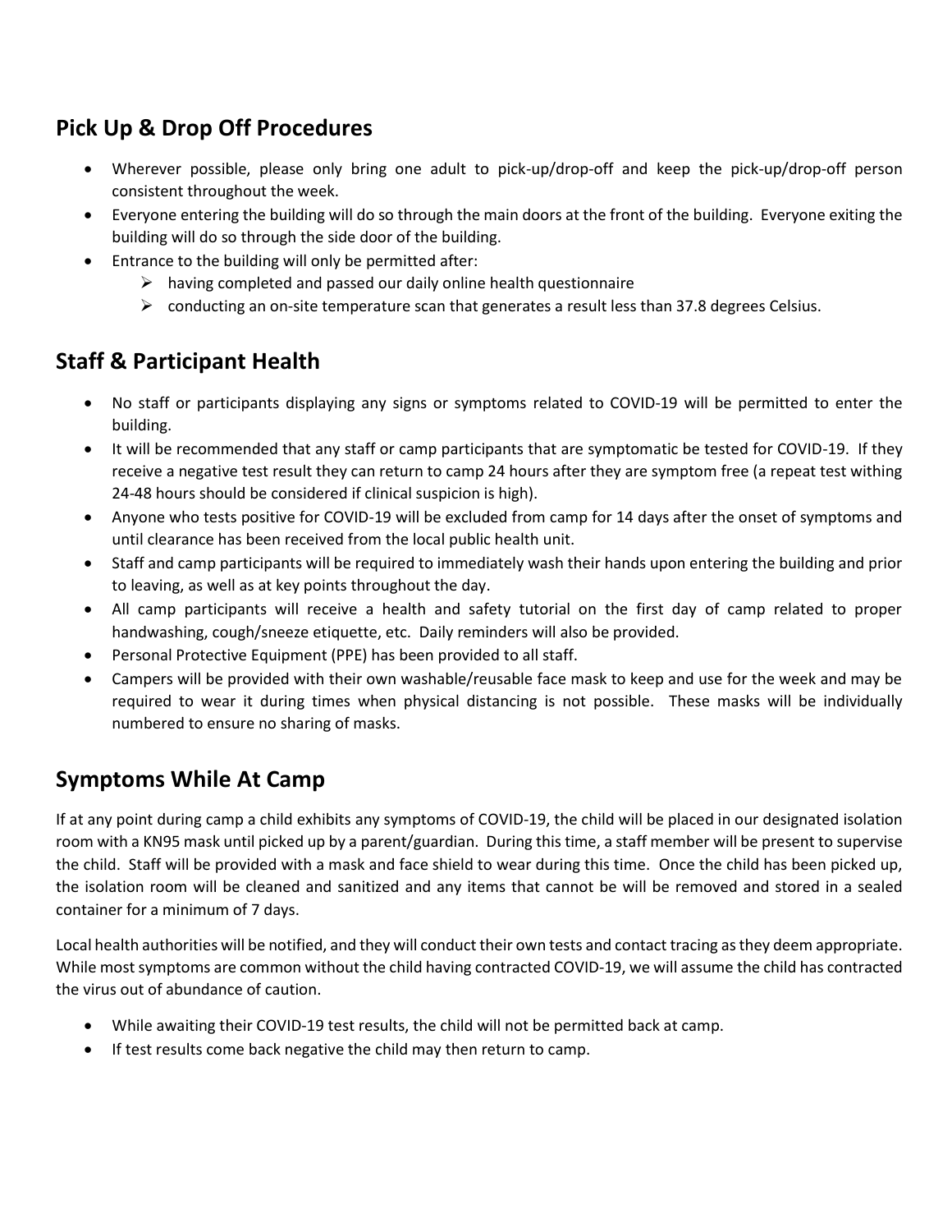## Pick Up & Drop Off Procedures

- Wherever possible, please only bring one adult to pick-up/drop-off and keep the pick-up/drop-off person consistent throughout the week.
- Everyone entering the building will do so through the main doors at the front of the building. Everyone exiting the building will do so through the side door of the building.
- Entrance to the building will only be permitted after:
  - having completed and passed our daily online health questionnaire
  - conducting an on-site temperature scan that generates a result less than 37.8 degrees Celsius.

## Staff & Participant Health

- No staff or participants displaying any signs or symptoms related to COVID-19 will be permitted to enter the building.
- It will be recommended that any staff or camp participants that are symptomatic be tested for COVID-19. If they receive a negative test result they can return to camp 24 hours after they are symptom free (a repeat test withing 24-48 hours should be considered if clinical suspicion is high).
- Anyone who tests positive for COVID-19 will be excluded from camp for 14 days after the onset of symptoms and until clearance has been received from the local public health unit.
- Staff and camp participants will be required to immediately wash their hands upon entering the building and prior to leaving, as well as at key points throughout the day.
- All camp participants will receive a health and safety tutorial on the first day of camp related to proper handwashing, cough/sneeze etiquette, etc. Daily reminders will also be provided.
- Personal Protective Equipment (PPE) has been provided to all staff.
- Campers will be provided with their own washable/reusable face mask to keep and use for the week and may be required to wear it during times when physical distancing is not possible. These masks will be individually numbered to ensure no sharing of masks.

## Symptoms While At Camp

If at any point during camp a child exhibits any symptoms of COVID-19, the child will be placed in our designated isolation room with a KN95 mask until picked up by a parent/guardian. During this time, a staff member will be present to supervise the child. Staff will be provided with a mask and face shield to wear during this time. Once the child has been picked up, the isolation room will be cleaned and sanitized and any items that cannot be will be removed and stored in a sealed container for a minimum of 7 days.

Local health authorities will be notified, and they will conduct their own tests and contact tracing as they deem appropriate. While most symptoms are common without the child having contracted COVID-19, we will assume the child has contracted the virus out of abundance of caution.

- While awaiting their COVID-19 test results, the child will not be permitted back at camp.
- If test results come back negative the child may then return to camp.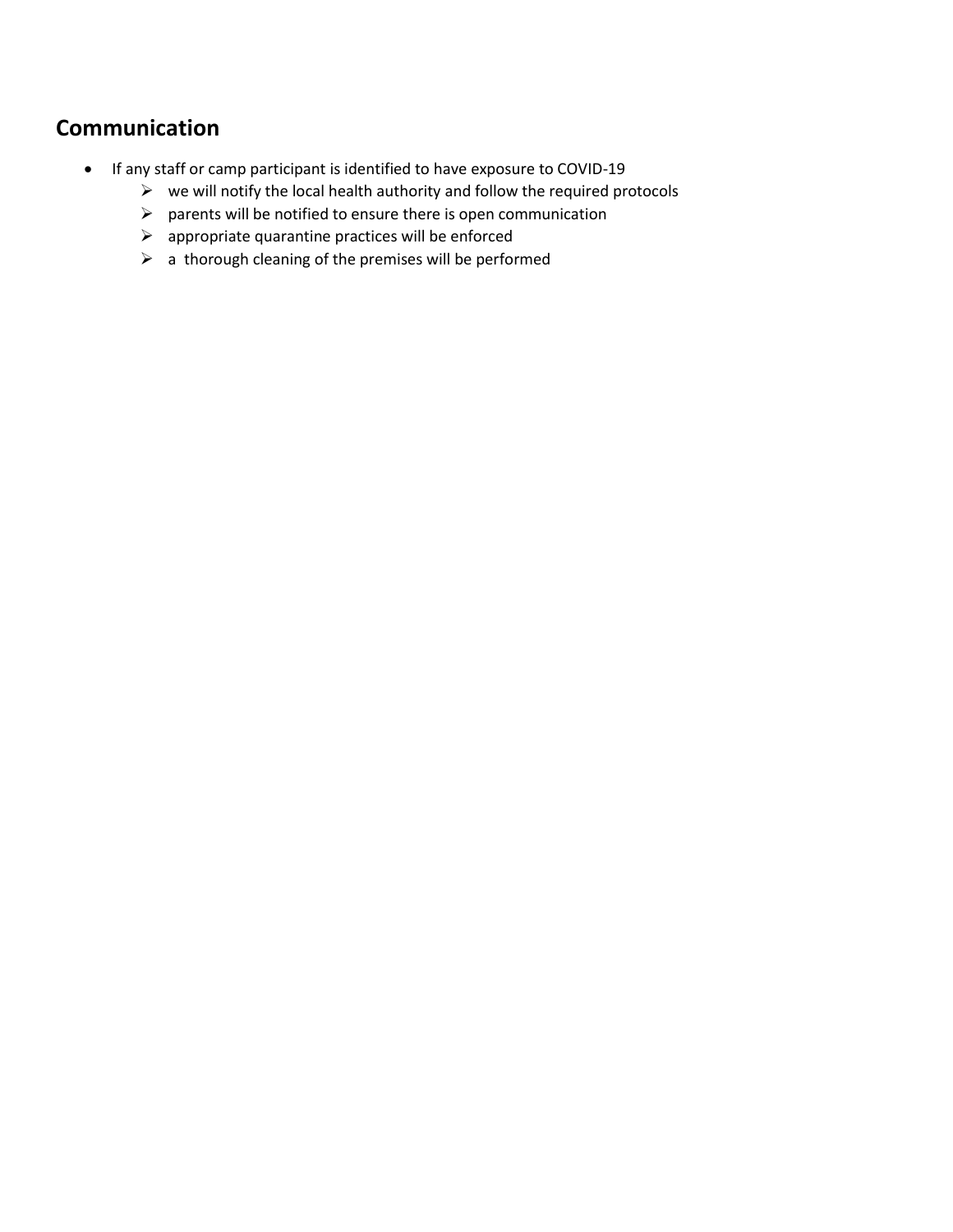## Communication

- If any staff or camp participant is identified to have exposure to COVID-19
  - we will notify the local health authority and follow the required protocols
  - parents will be notified to ensure there is open communication
  - appropriate quarantine practices will be enforced
  - a thorough cleaning of the premises will be performed